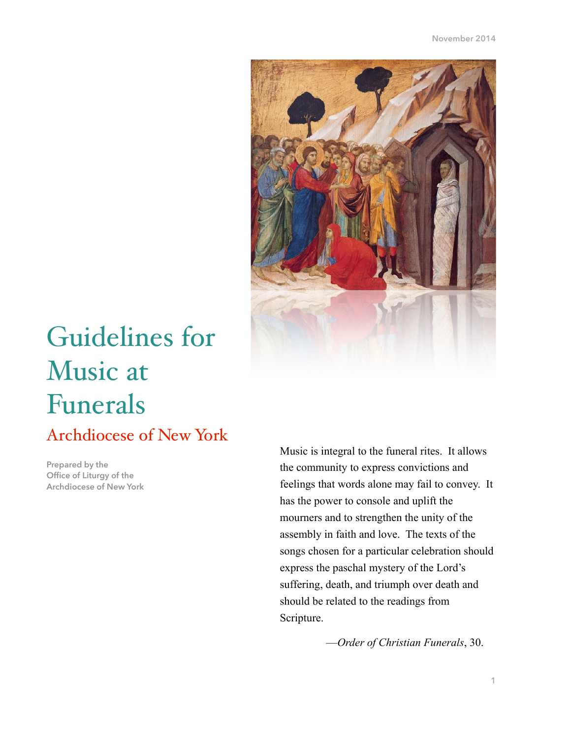November 2014

# Guidelines for Music at Funerals

## Archdiocese of New York

Prepared by the Office of Liturgy of the Archdiocese of New York

Music is integral to the funeral rites. It allows the community to express convictions and feelings that words alone may fail to convey. It has the power to console and uplift the mourners and to strengthen the unity of the assembly in faith and love. The texts of the songs chosen for a particular celebration should express the paschal mystery of the Lord's suffering, death, and triumph over death and should be related to the readings from Scripture.

—*Order of Christian Funerals*, 30.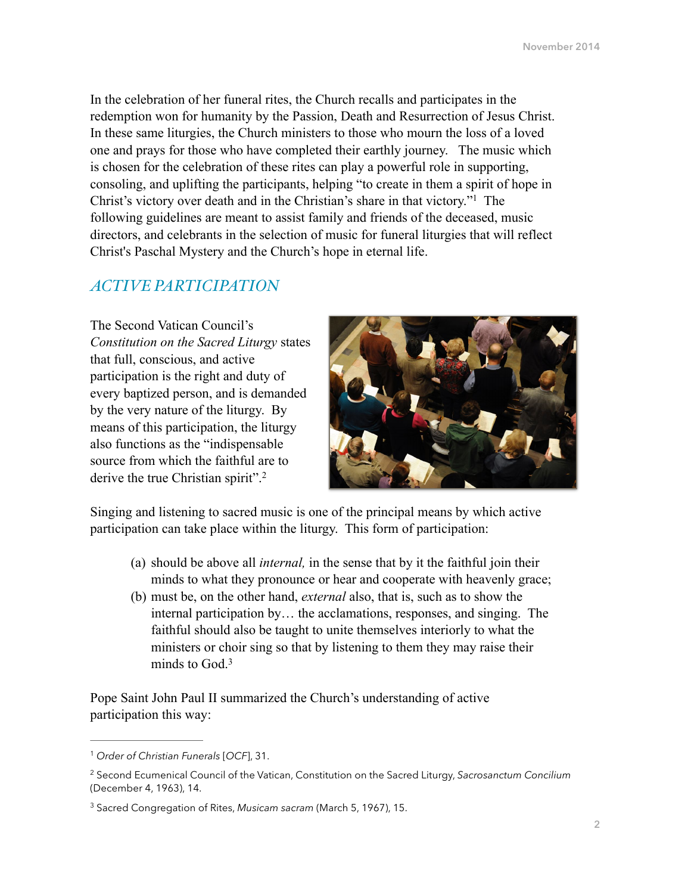In the celebration of her funeral rites, the Church recalls and participates in the redemption won for humanity by the Passion, Death and Resurrection of Jesus Christ. In these same liturgies, the Church ministers to those who mourn the loss of a loved one and prays for those who have completed their earthly journey. The music which is chosen for the celebration of these rites can play a powerful role in supporting, consoling, and uplifting the participants, helping "to create in them a spirit of hope in Christ's victory over death and in the Christian's share in that victory."[1] The following guidelines are meant to assist family and friends of the deceased, music directors, and celebrants in the selection of music for funeral liturgies that will reflect Christ's Paschal Mystery and the Church's hope in eternal life.

## *ACTIVE PARTICIPATION*

The Second Vatican Council's *Constitution on the Sacred Liturgy* states that full, conscious, and active participation is the right and duty of every baptized person, and is demanded by the very nature of the liturgy. By means of this participation, the liturgy also functions as the "indispensable source from which the faithful are to derive the true Christian spirit".[2]

Singing and listening to sacred music is one of the principal means by which active participation can take place within the liturgy. This form of participation:

> (a) should be above all *internal,* in the sense that by it the faithful join their minds to what they pronounce or hear and cooperate with heavenly grace;
>
> (b) must be, on the other hand, *external* also, that is, such as to show the internal participation by… the acclamations, responses, and singing. The faithful should also be taught to unite themselves interiorly to what the ministers or choir sing so that by listening to them they may raise their minds to God.[3]

Pope Saint John Paul II summarized the Church's understanding of active participation this way:

---

[1] *Order of Christian Funerals* [*OCF*], 31.

[2] Second Ecumenical Council of the Vatican, Constitution on the Sacred Liturgy, *Sacrosanctum Concilium* (December 4, 1963), 14.

[3] Sacred Congregation of Rites, *Musicam sacram* (March 5, 1967), 15.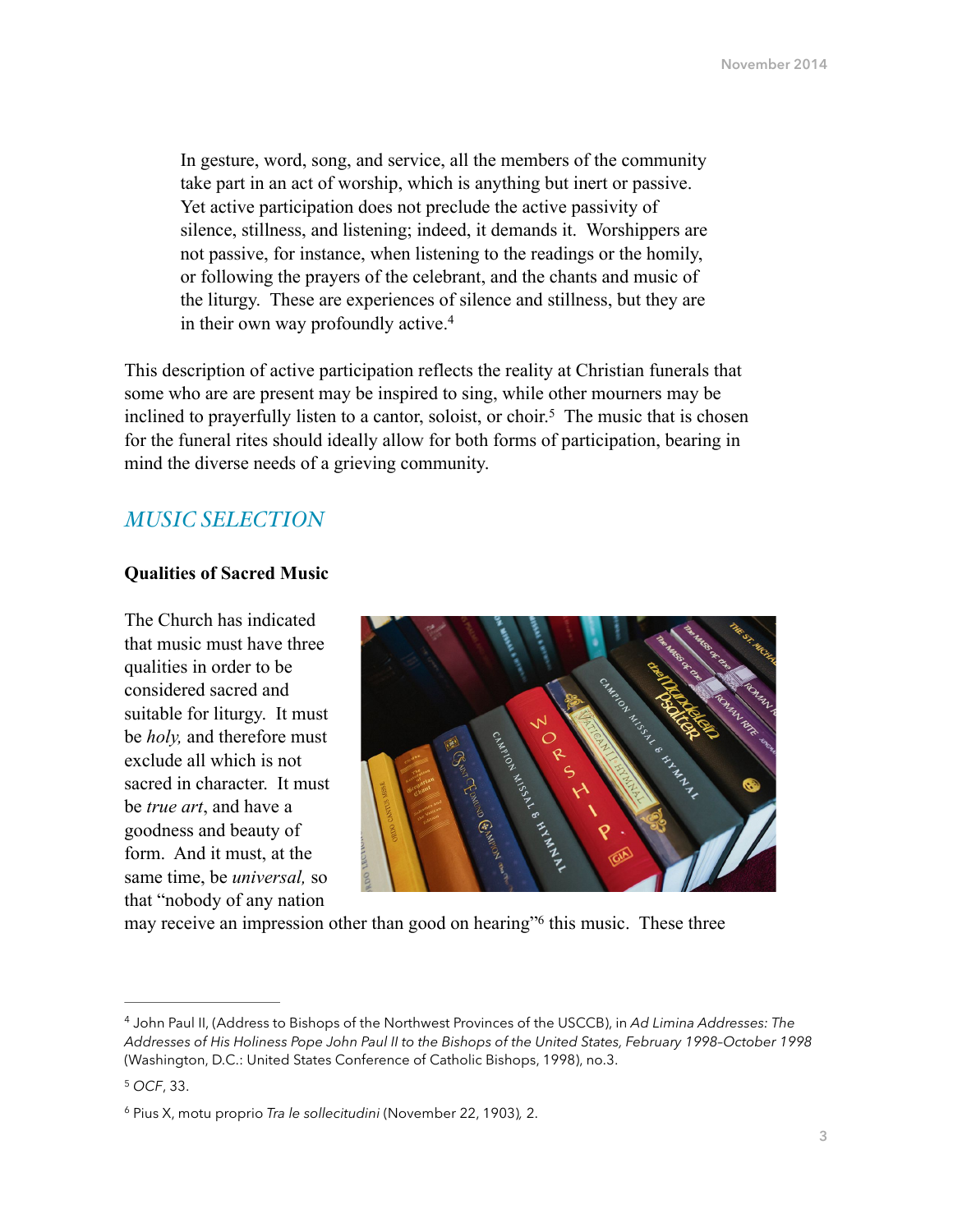> In gesture, word, song, and service, all the members of the community take part in an act of worship, which is anything but inert or passive. Yet active participation does not preclude the active passivity of silence, stillness, and listening; indeed, it demands it. Worshippers are not passive, for instance, when listening to the readings or the homily, or following the prayers of the celebrant, and the chants and music of the liturgy. These are experiences of silence and stillness, but they are in their own way profoundly active.[4]

This description of active participation reflects the reality at Christian funerals that some who are are present may be inspired to sing, while other mourners may be inclined to prayerfully listen to a cantor, soloist, or choir.[5] The music that is chosen for the funeral rites should ideally allow for both forms of participation, bearing in mind the diverse needs of a grieving community.

## *MUSIC SELECTION*

### Qualities of Sacred Music

The Church has indicated that music must have three qualities in order to be considered sacred and suitable for liturgy. It must be *holy,* and therefore must exclude all which is not sacred in character. It must be *true art*, and have a goodness and beauty of form. And it must, at the same time, be *universal,* so that "nobody of any nation may receive an impression other than good on hearing"[6] this music. These three

---

[4] John Paul II, (Address to Bishops of the Northwest Provinces of the USCCB), in *Ad Limina Addresses: The Addresses of His Holiness Pope John Paul II to the Bishops of the United States, February 1998–October 1998* (Washington, D.C.: United States Conference of Catholic Bishops, 1998), no.3.

[5] *OCF*, 33.

[6] Pius X, motu proprio *Tra le sollecitudini* (November 22, 1903), 2.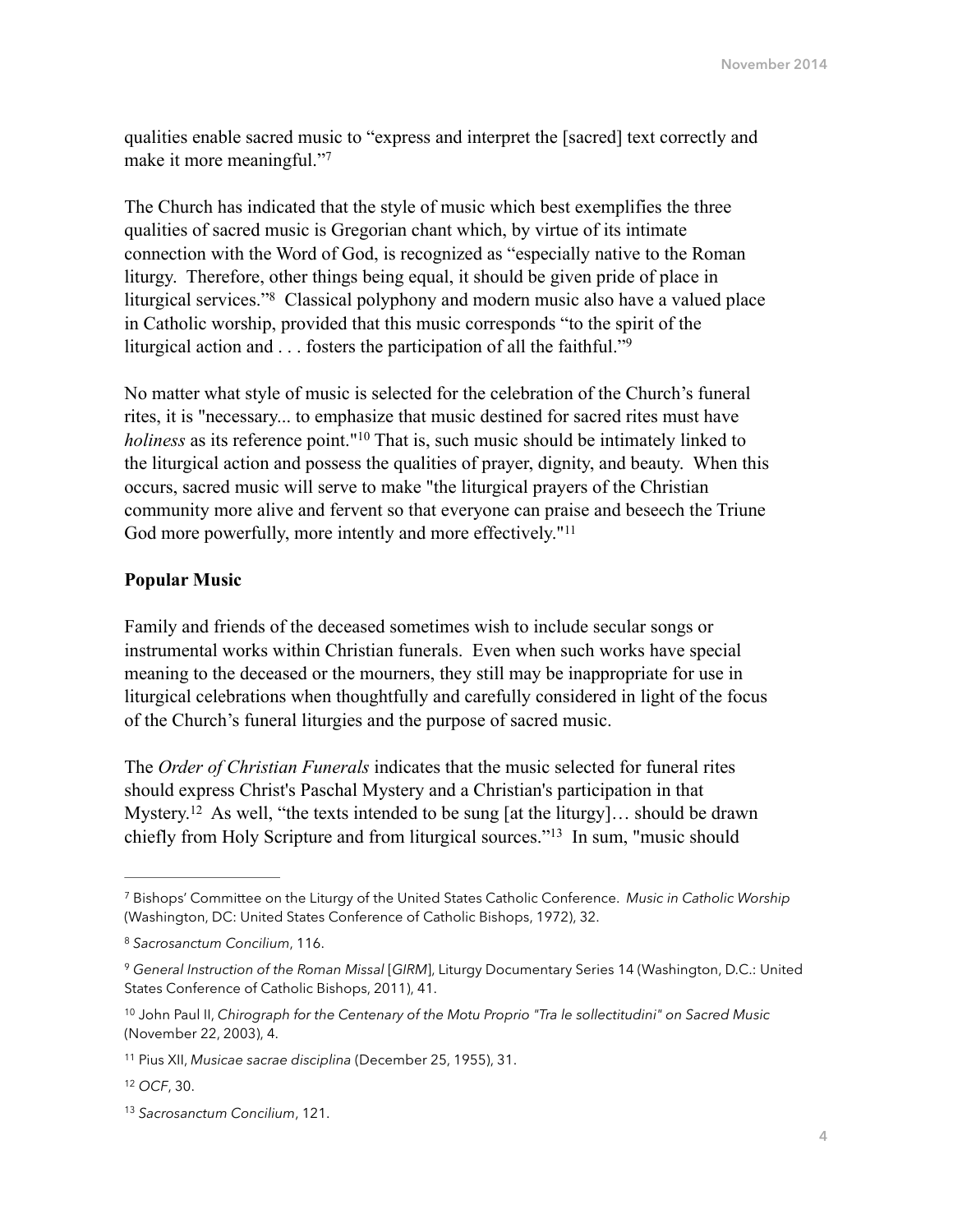qualities enable sacred music to "express and interpret the [sacred] text correctly and make it more meaningful."[7]

The Church has indicated that the style of music which best exemplifies the three qualities of sacred music is Gregorian chant which, by virtue of its intimate connection with the Word of God, is recognized as "especially native to the Roman liturgy. Therefore, other things being equal, it should be given pride of place in liturgical services."[8] Classical polyphony and modern music also have a valued place in Catholic worship, provided that this music corresponds "to the spirit of the liturgical action and . . . fosters the participation of all the faithful."[9]

No matter what style of music is selected for the celebration of the Church's funeral rites, it is "necessary... to emphasize that music destined for sacred rites must have *holiness* as its reference point."[10] That is, such music should be intimately linked to the liturgical action and possess the qualities of prayer, dignity, and beauty. When this occurs, sacred music will serve to make "the liturgical prayers of the Christian community more alive and fervent so that everyone can praise and beseech the Triune God more powerfully, more intently and more effectively."[11]

**Popular Music**

Family and friends of the deceased sometimes wish to include secular songs or instrumental works within Christian funerals. Even when such works have special meaning to the deceased or the mourners, they still may be inappropriate for use in liturgical celebrations when thoughtfully and carefully considered in light of the focus of the Church's funeral liturgies and the purpose of sacred music.

The *Order of Christian Funerals* indicates that the music selected for funeral rites should express Christ's Paschal Mystery and a Christian's participation in that Mystery.[12] As well, "the texts intended to be sung [at the liturgy]… should be drawn chiefly from Holy Scripture and from liturgical sources."[13] In sum, "music should

---

[7] Bishops' Committee on the Liturgy of the United States Catholic Conference. *Music in Catholic Worship* (Washington, DC: United States Conference of Catholic Bishops, 1972), 32.

[8] *Sacrosanctum Concilium*, 116.

[9] *General Instruction of the Roman Missal* [*GIRM*], Liturgy Documentary Series 14 (Washington, D.C.: United States Conference of Catholic Bishops, 2011), 41.

[10] John Paul II, *Chirograph for the Centenary of the Motu Proprio "Tra le sollectitudini" on Sacred Music* (November 22, 2003), 4.

[11] Pius XII, *Musicae sacrae disciplina* (December 25, 1955), 31.

[12] *OCF*, 30.

[13] *Sacrosanctum Concilium*, 121.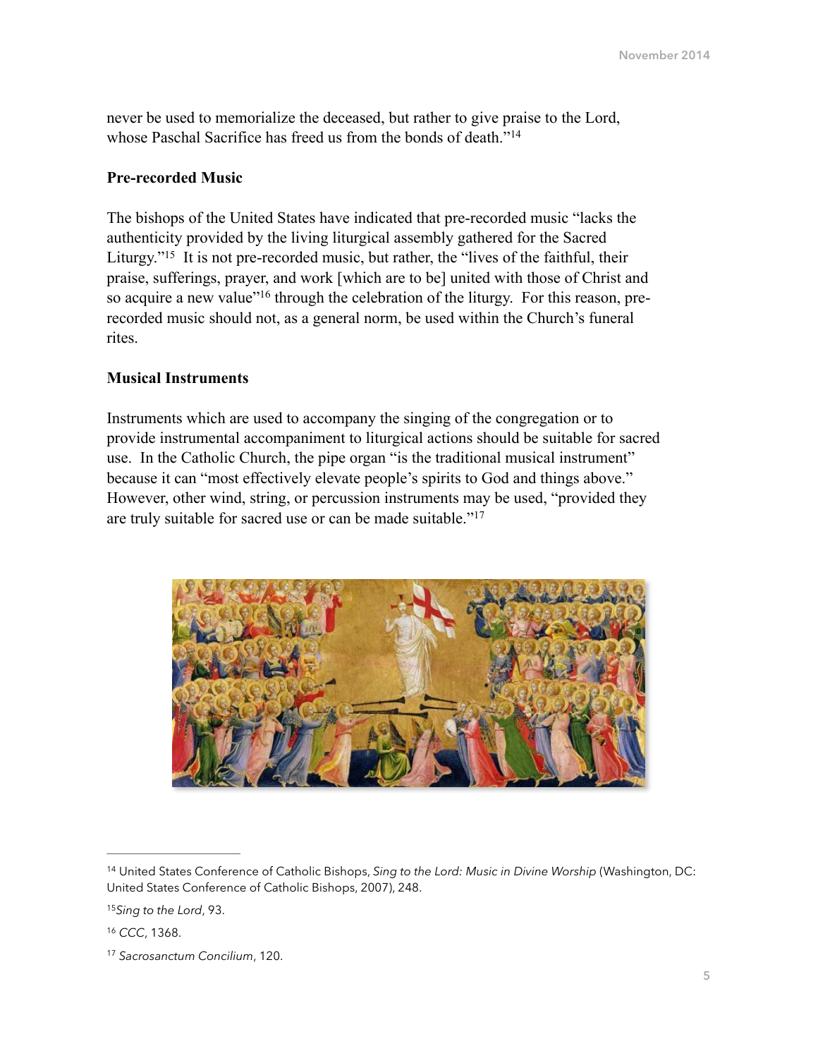never be used to memorialize the deceased, but rather to give praise to the Lord, whose Paschal Sacrifice has freed us from the bonds of death."[14]

### Pre-recorded Music

The bishops of the United States have indicated that pre-recorded music "lacks the authenticity provided by the living liturgical assembly gathered for the Sacred Liturgy."[15] It is not pre-recorded music, but rather, the "lives of the faithful, their praise, sufferings, prayer, and work [which are to be] united with those of Christ and so acquire a new value"[16] through the celebration of the liturgy. For this reason, pre-recorded music should not, as a general norm, be used within the Church's funeral rites.

### Musical Instruments

Instruments which are used to accompany the singing of the congregation or to provide instrumental accompaniment to liturgical actions should be suitable for sacred use. In the Catholic Church, the pipe organ "is the traditional musical instrument" because it can "most effectively elevate people's spirits to God and things above." However, other wind, string, or percussion instruments may be used, "provided they are truly suitable for sacred use or can be made suitable."[17]

---

[14] United States Conference of Catholic Bishops, *Sing to the Lord: Music in Divine Worship* (Washington, DC: United States Conference of Catholic Bishops, 2007), 248.

[15] *Sing to the Lord*, 93.

[16] *CCC*, 1368.

[17] *Sacrosanctum Concilium*, 120.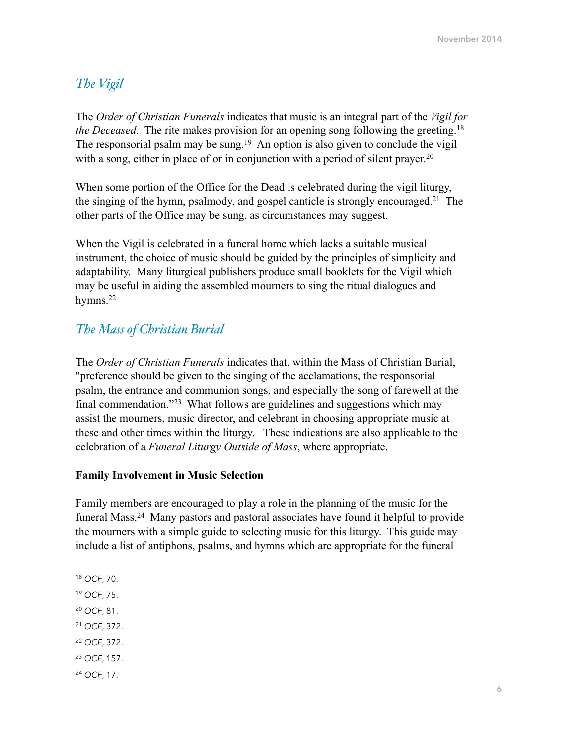## *The Vigil*

The *Order of Christian Funerals* indicates that music is an integral part of the *Vigil for the Deceased*. The rite makes provision for an opening song following the greeting.[18] The responsorial psalm may be sung.[19] An option is also given to conclude the vigil with a song, either in place of or in conjunction with a period of silent prayer.[20]

When some portion of the Office for the Dead is celebrated during the vigil liturgy, the singing of the hymn, psalmody, and gospel canticle is strongly encouraged.[21] The other parts of the Office may be sung, as circumstances may suggest.

When the Vigil is celebrated in a funeral home which lacks a suitable musical instrument, the choice of music should be guided by the principles of simplicity and adaptability. Many liturgical publishers produce small booklets for the Vigil which may be useful in aiding the assembled mourners to sing the ritual dialogues and hymns.[22]

## *The Mass of Christian Burial*

The *Order of Christian Funerals* indicates that, within the Mass of Christian Burial, "preference should be given to the singing of the acclamations, the responsorial psalm, the entrance and communion songs, and especially the song of farewell at the final commendation."[23] What follows are guidelines and suggestions which may assist the mourners, music director, and celebrant in choosing appropriate music at these and other times within the liturgy. These indications are also applicable to the celebration of a *Funeral Liturgy Outside of Mass*, where appropriate.

### Family Involvement in Music Selection

Family members are encouraged to play a role in the planning of the music for the funeral Mass.[24] Many pastors and pastoral associates have found it helpful to provide the mourners with a simple guide to selecting music for this liturgy. This guide may include a list of antiphons, psalms, and hymns which are appropriate for the funeral

---

[18] *OCF*, 70.

[19] *OCF*, 75.

[20] *OCF*, 81.

[21] *OCF*, 372.

[22] *OCF*, 372.

[23] *OCF*, 157.

[24] *OCF*, 17.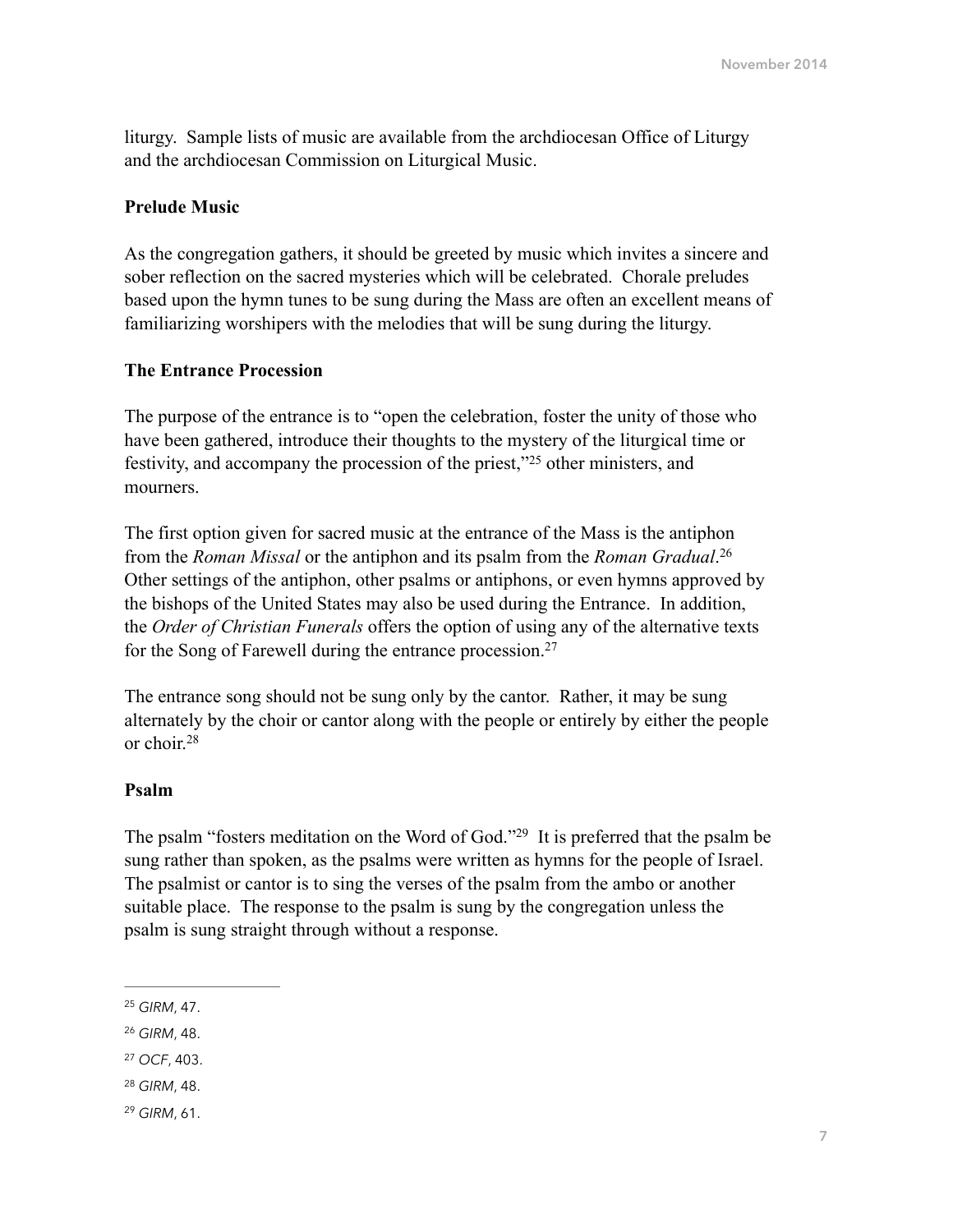liturgy. Sample lists of music are available from the archdiocesan Office of Liturgy and the archdiocesan Commission on Liturgical Music.

**Prelude Music**

As the congregation gathers, it should be greeted by music which invites a sincere and sober reflection on the sacred mysteries which will be celebrated. Chorale preludes based upon the hymn tunes to be sung during the Mass are often an excellent means of familiarizing worshipers with the melodies that will be sung during the liturgy.

**The Entrance Procession**

The purpose of the entrance is to "open the celebration, foster the unity of those who have been gathered, introduce their thoughts to the mystery of the liturgical time or festivity, and accompany the procession of the priest,"[25] other ministers, and mourners.

The first option given for sacred music at the entrance of the Mass is the antiphon from the *Roman Missal* or the antiphon and its psalm from the *Roman Gradual*.[26] Other settings of the antiphon, other psalms or antiphons, or even hymns approved by the bishops of the United States may also be used during the Entrance. In addition, the *Order of Christian Funerals* offers the option of using any of the alternative texts for the Song of Farewell during the entrance procession.[27]

The entrance song should not be sung only by the cantor. Rather, it may be sung alternately by the choir or cantor along with the people or entirely by either the people or choir.[28]

**Psalm**

The psalm "fosters meditation on the Word of God."[29] It is preferred that the psalm be sung rather than spoken, as the psalms were written as hymns for the people of Israel. The psalmist or cantor is to sing the verses of the psalm from the ambo or another suitable place. The response to the psalm is sung by the congregation unless the psalm is sung straight through without a response.

---

[25] *GIRM*, 47.

[26] *GIRM*, 48.

[27] *OCF*, 403.

[28] *GIRM*, 48.

[29] *GIRM*, 61.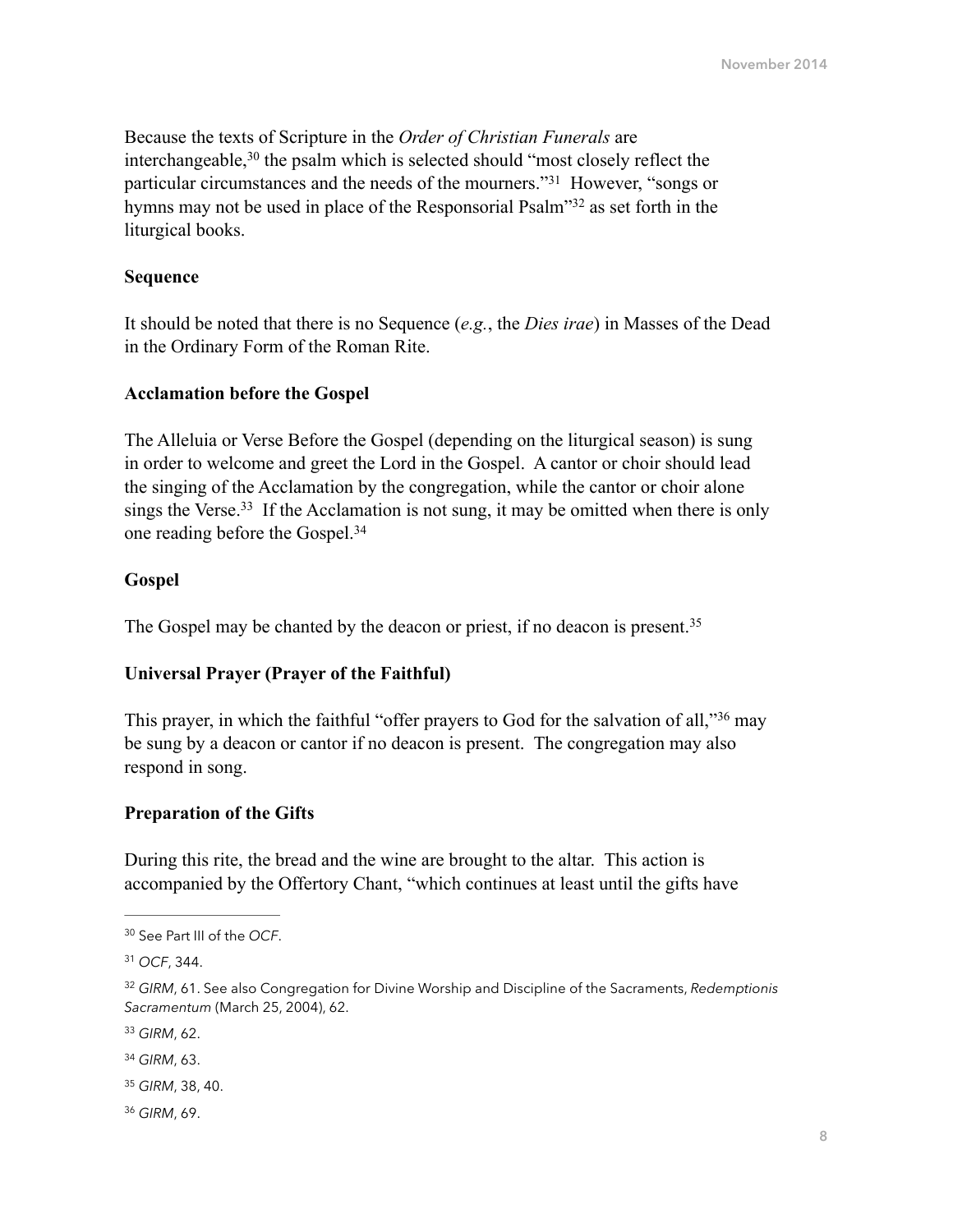Because the texts of Scripture in the *Order of Christian Funerals* are interchangeable,[30] the psalm which is selected should "most closely reflect the particular circumstances and the needs of the mourners."[31] However, "songs or hymns may not be used in place of the Responsorial Psalm"[32] as set forth in the liturgical books.

**Sequence**

It should be noted that there is no Sequence (*e.g.*, the *Dies irae*) in Masses of the Dead in the Ordinary Form of the Roman Rite.

**Acclamation before the Gospel**

The Alleluia or Verse Before the Gospel (depending on the liturgical season) is sung in order to welcome and greet the Lord in the Gospel. A cantor or choir should lead the singing of the Acclamation by the congregation, while the cantor or choir alone sings the Verse.[33] If the Acclamation is not sung, it may be omitted when there is only one reading before the Gospel.[34]

**Gospel**

The Gospel may be chanted by the deacon or priest, if no deacon is present.[35]

**Universal Prayer (Prayer of the Faithful)**

This prayer, in which the faithful "offer prayers to God for the salvation of all,"[36] may be sung by a deacon or cantor if no deacon is present. The congregation may also respond in song.

**Preparation of the Gifts**

During this rite, the bread and the wine are brought to the altar. This action is accompanied by the Offertory Chant, "which continues at least until the gifts have

---

[30] See Part III of the *OCF*.

[31] *OCF*, 344.

[32] *GIRM*, 61. See also Congregation for Divine Worship and Discipline of the Sacraments, *Redemptionis Sacramentum* (March 25, 2004), 62.

[33] *GIRM*, 62.

[34] *GIRM*, 63.

[35] *GIRM*, 38, 40.

[36] *GIRM*, 69.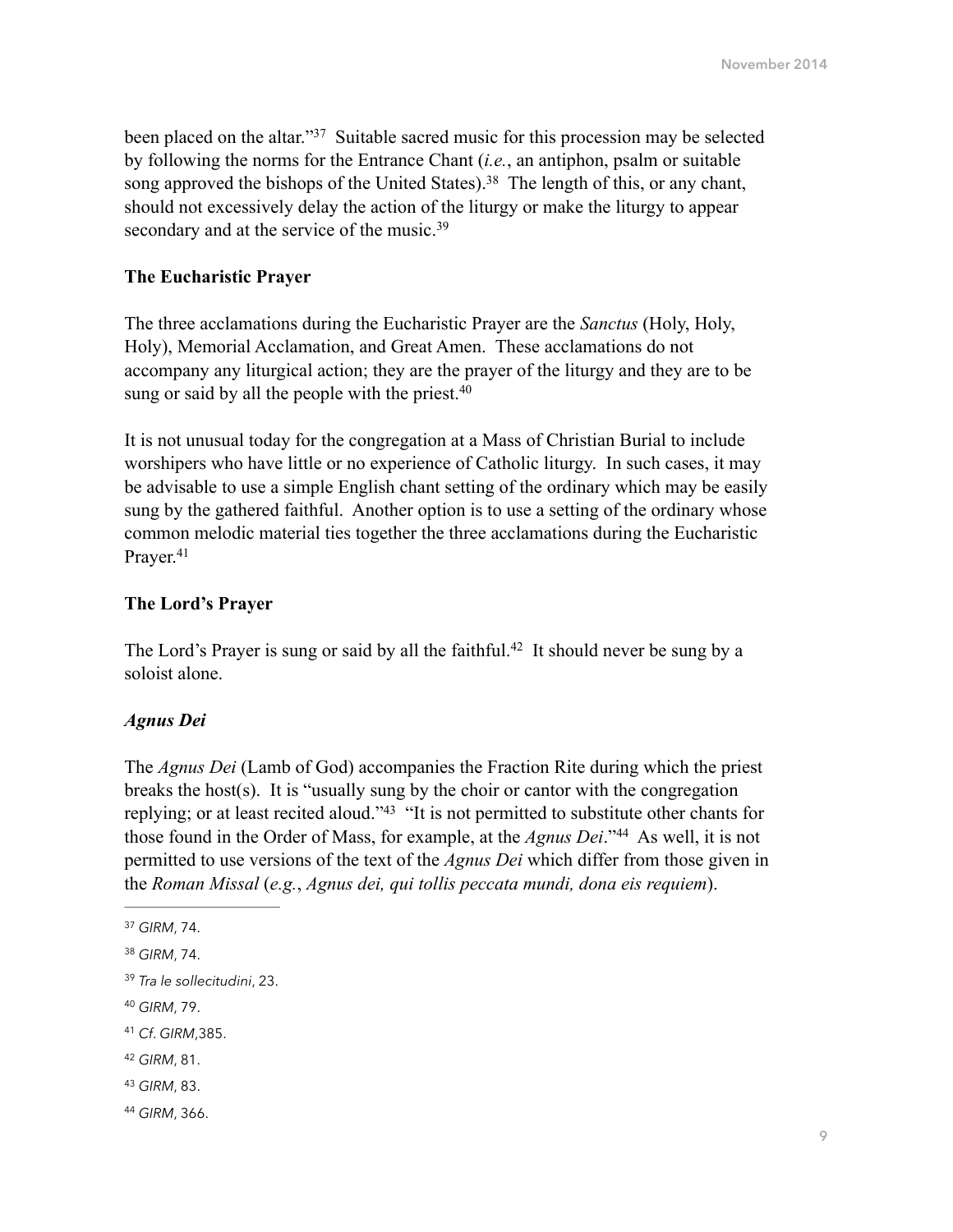been placed on the altar."[37] Suitable sacred music for this procession may be selected by following the norms for the Entrance Chant (*i.e.*, an antiphon, psalm or suitable song approved the bishops of the United States).[38] The length of this, or any chant, should not excessively delay the action of the liturgy or make the liturgy to appear secondary and at the service of the music.[39]

**The Eucharistic Prayer**

The three acclamations during the Eucharistic Prayer are the *Sanctus* (Holy, Holy, Holy), Memorial Acclamation, and Great Amen. These acclamations do not accompany any liturgical action; they are the prayer of the liturgy and they are to be sung or said by all the people with the priest.[40]

It is not unusual today for the congregation at a Mass of Christian Burial to include worshipers who have little or no experience of Catholic liturgy. In such cases, it may be advisable to use a simple English chant setting of the ordinary which may be easily sung by the gathered faithful. Another option is to use a setting of the ordinary whose common melodic material ties together the three acclamations during the Eucharistic Prayer.[41]

**The Lord's Prayer**

The Lord's Prayer is sung or said by all the faithful.[42] It should never be sung by a soloist alone.

***Agnus Dei***

The *Agnus Dei* (Lamb of God) accompanies the Fraction Rite during which the priest breaks the host(s). It is "usually sung by the choir or cantor with the congregation replying; or at least recited aloud."[43] "It is not permitted to substitute other chants for those found in the Order of Mass, for example, at the *Agnus Dei*."[44] As well, it is not permitted to use versions of the text of the *Agnus Dei* which differ from those given in the *Roman Missal* (*e.g.*, *Agnus dei, qui tollis peccata mundi, dona eis requiem*).

---

[37] *GIRM*, 74.

[38] *GIRM*, 74.

[39] *Tra le sollecitudini*, 23.

[40] *GIRM*, 79.

[41] *Cf. GIRM*,385.

[42] *GIRM*, 81.

[43] *GIRM*, 83.

[44] *GIRM*, 366.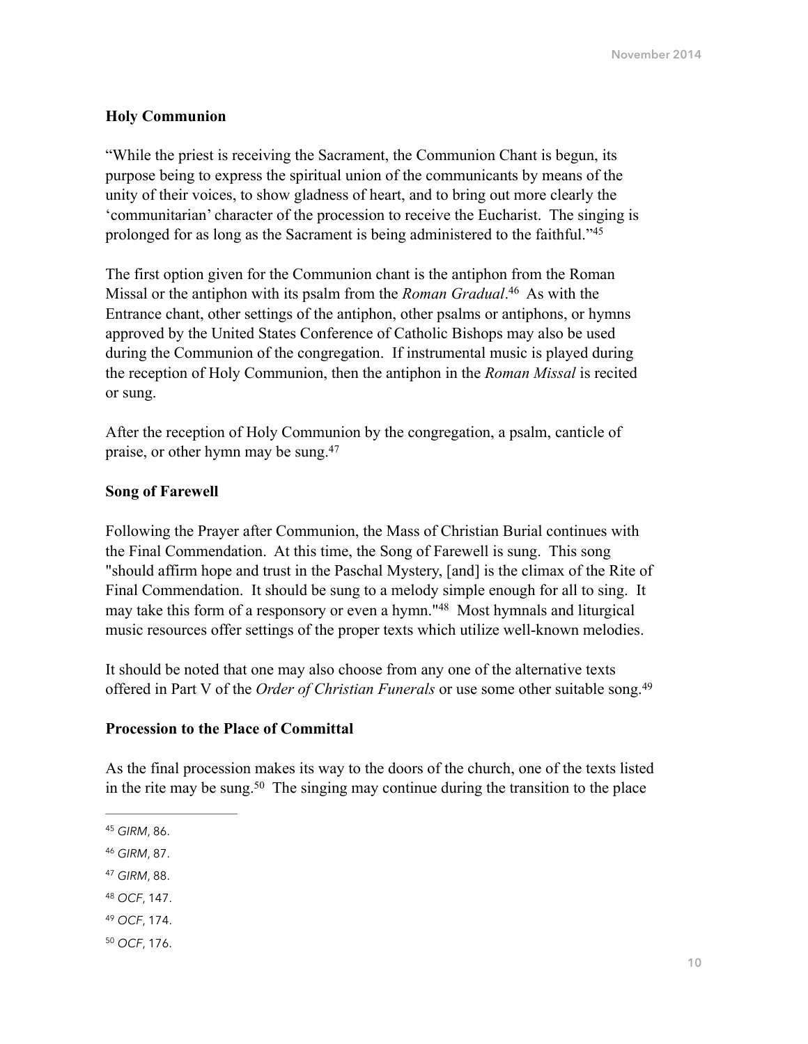### **Holy Communion**

"While the priest is receiving the Sacrament, the Communion Chant is begun, its purpose being to express the spiritual union of the communicants by means of the unity of their voices, to show gladness of heart, and to bring out more clearly the 'communitarian' character of the procession to receive the Eucharist. The singing is prolonged for as long as the Sacrament is being administered to the faithful."[45]

The first option given for the Communion chant is the antiphon from the Roman Missal or the antiphon with its psalm from the *Roman Gradual*.[46] As with the Entrance chant, other settings of the antiphon, other psalms or antiphons, or hymns approved by the United States Conference of Catholic Bishops may also be used during the Communion of the congregation. If instrumental music is played during the reception of Holy Communion, then the antiphon in the *Roman Missal* is recited or sung.

After the reception of Holy Communion by the congregation, a psalm, canticle of praise, or other hymn may be sung.[47]

### **Song of Farewell**

Following the Prayer after Communion, the Mass of Christian Burial continues with the Final Commendation. At this time, the Song of Farewell is sung. This song "should affirm hope and trust in the Paschal Mystery, [and] is the climax of the Rite of Final Commendation. It should be sung to a melody simple enough for all to sing. It may take this form of a responsory or even a hymn."[48] Most hymnals and liturgical music resources offer settings of the proper texts which utilize well-known melodies.

It should be noted that one may also choose from any one of the alternative texts offered in Part V of the *Order of Christian Funerals* or use some other suitable song.[49]

### **Procession to the Place of Committal**

As the final procession makes its way to the doors of the church, one of the texts listed in the rite may be sung.[50] The singing may continue during the transition to the place

---

[45] *GIRM*, 86.

[46] *GIRM*, 87.

[47] *GIRM*, 88.

[48] *OCF*, 147.

[49] *OCF*, 174.

[50] *OCF*, 176.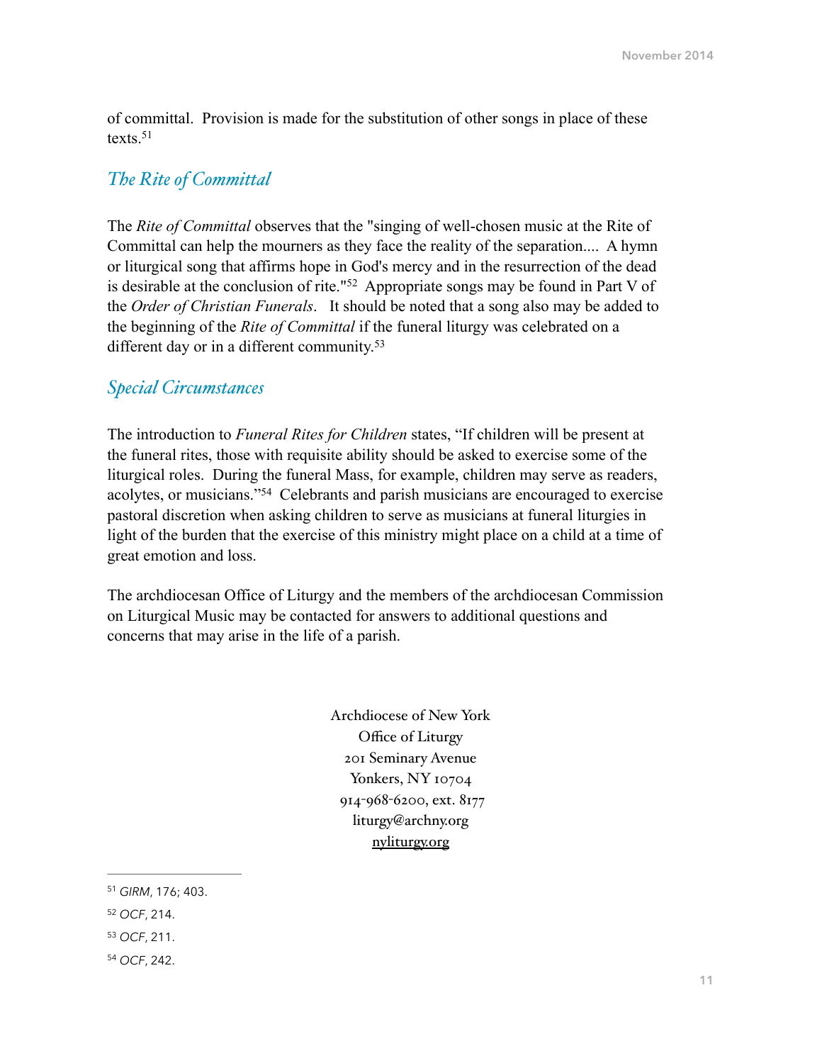of committal. Provision is made for the substitution of other songs in place of these texts.[51]

## *The Rite of Committal*

The *Rite of Committal* observes that the "singing of well-chosen music at the Rite of Committal can help the mourners as they face the reality of the separation.... A hymn or liturgical song that affirms hope in God's mercy and in the resurrection of the dead is desirable at the conclusion of rite."[52] Appropriate songs may be found in Part V of the *Order of Christian Funerals*. It should be noted that a song also may be added to the beginning of the *Rite of Committal* if the funeral liturgy was celebrated on a different day or in a different community.[53]

## *Special Circumstances*

The introduction to *Funeral Rites for Children* states, "If children will be present at the funeral rites, those with requisite ability should be asked to exercise some of the liturgical roles. During the funeral Mass, for example, children may serve as readers, acolytes, or musicians."[54] Celebrants and parish musicians are encouraged to exercise pastoral discretion when asking children to serve as musicians at funeral liturgies in light of the burden that the exercise of this ministry might place on a child at a time of great emotion and loss.

The archdiocesan Office of Liturgy and the members of the archdiocesan Commission on Liturgical Music may be contacted for answers to additional questions and concerns that may arise in the life of a parish.

Archdiocese of New York
Office of Liturgy
201 Seminary Avenue
Yonkers, NY 10704
914-968-6200, ext. 8177
liturgy@archny.org
nyliturgy.org

---

[51] *GIRM*, 176; 403.

[52] *OCF*, 214.

[53] *OCF*, 211.

[54] *OCF*, 242.